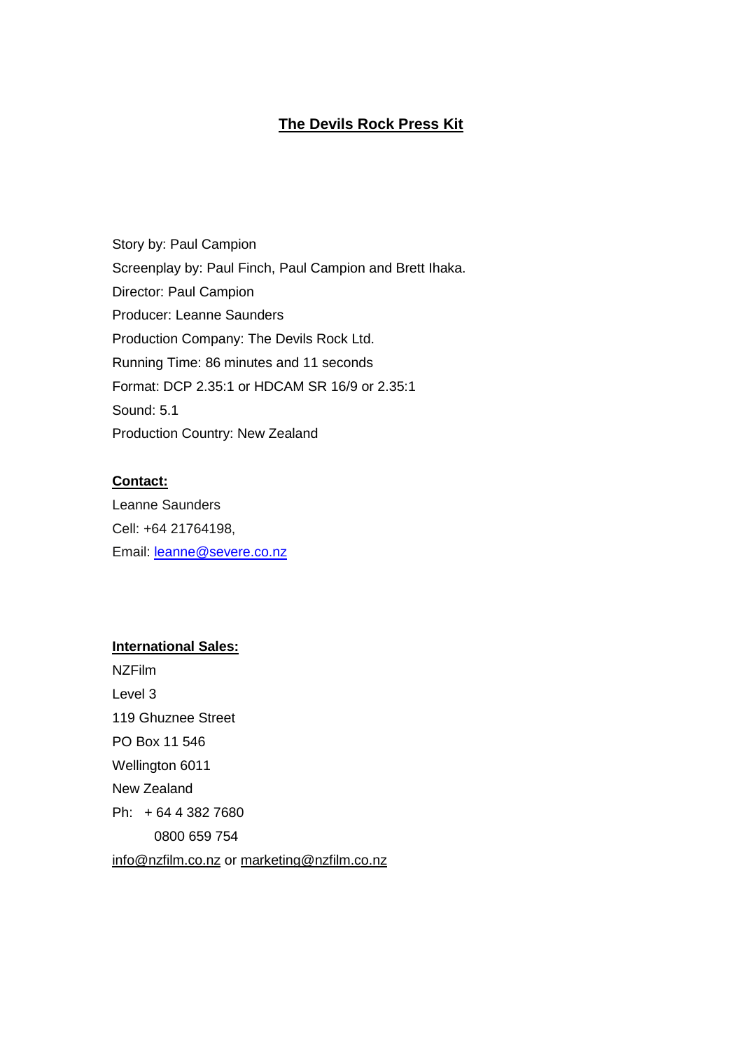# The Devils Rock Press Kit

Story by: Paul Campion

Screenplay by: Paul Finch, Paul Campion and Brett Ihaka.

Director: Paul Campion

Producer: Leanne Saunders

Production Company: The Devils Rock Ltd.

Running Time: 86 minutes and 11 seconds

Format: DCP 2.35:1 or HDCAM SR 16/9 or 2.35:1

Sound: 5.1

Production Country: New Zealand

**Contact:**

Leanne Saunders

Cell: +64 21764198,

Email: leanne@severe.co.nz

**International Sales:**

NZFilm

Level 3

119 Ghuznee Street

PO Box 11 546

Wellington 6011

New Zealand

Ph: + 64 4 382 7680

0800 659 754

info@nzfilm.co.nz or marketing@nzfilm.co.nz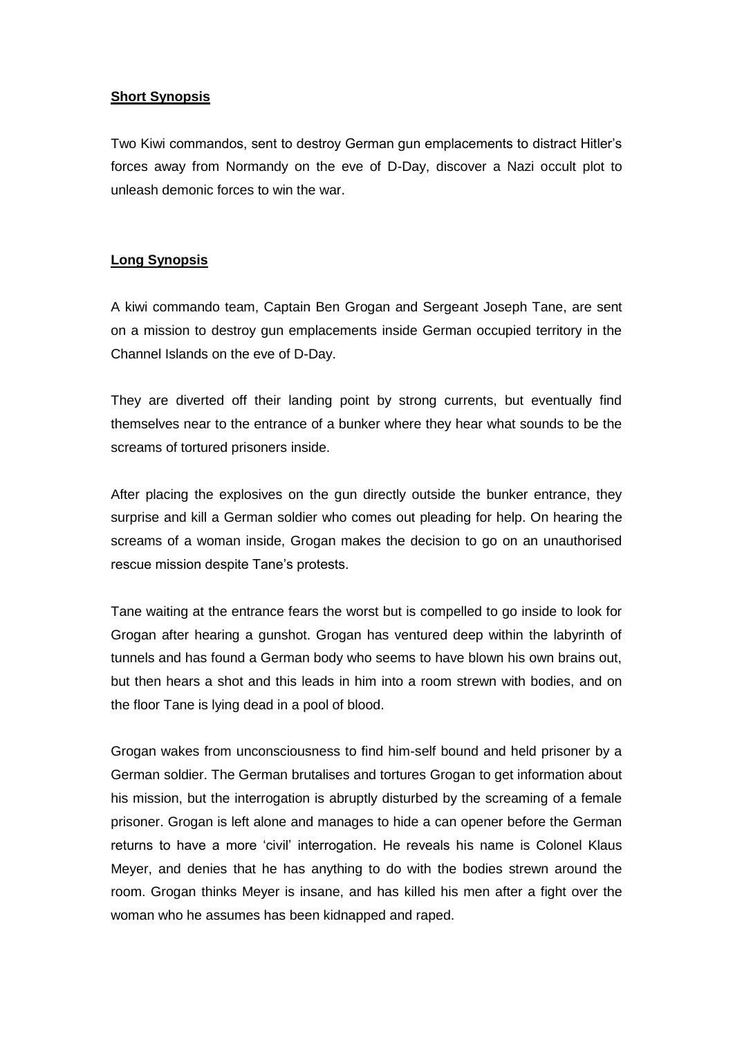## **Short Synopsis**

Two Kiwi commandos, sent to destroy German gun emplacements to distract Hitler's forces away from Normandy on the eve of D-Day, discover a Nazi occult plot to unleash demonic forces to win the war.

## **Long Synopsis**

A kiwi commando team, Captain Ben Grogan and Sergeant Joseph Tane, are sent on a mission to destroy gun emplacements inside German occupied territory in the Channel Islands on the eve of D-Day.

They are diverted off their landing point by strong currents, but eventually find themselves near to the entrance of a bunker where they hear what sounds to be the screams of tortured prisoners inside.

After placing the explosives on the gun directly outside the bunker entrance, they surprise and kill a German soldier who comes out pleading for help. On hearing the screams of a woman inside, Grogan makes the decision to go on an unauthorised rescue mission despite Tane's protests.

Tane waiting at the entrance fears the worst but is compelled to go inside to look for Grogan after hearing a gunshot. Grogan has ventured deep within the labyrinth of tunnels and has found a German body who seems to have blown his own brains out, but then hears a shot and this leads in him into a room strewn with bodies, and on the floor Tane is lying dead in a pool of blood.

Grogan wakes from unconsciousness to find him-self bound and held prisoner by a German soldier. The German brutalises and tortures Grogan to get information about his mission, but the interrogation is abruptly disturbed by the screaming of a female prisoner. Grogan is left alone and manages to hide a can opener before the German returns to have a more 'civil' interrogation. He reveals his name is Colonel Klaus Meyer, and denies that he has anything to do with the bodies strewn around the room. Grogan thinks Meyer is insane, and has killed his men after a fight over the woman who he assumes has been kidnapped and raped.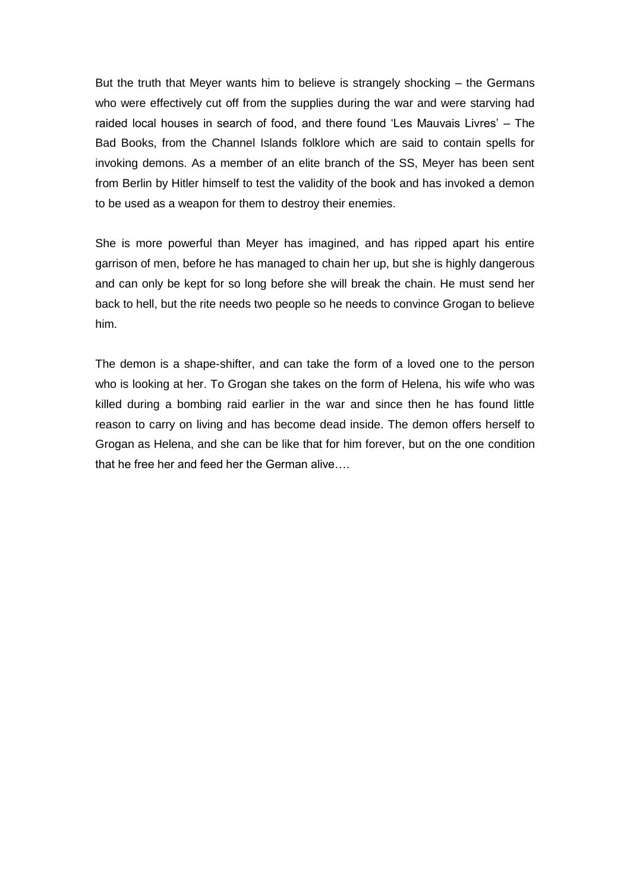But the truth that Meyer wants him to believe is strangely shocking – the Germans who were effectively cut off from the supplies during the war and were starving had raided local houses in search of food, and there found 'Les Mauvais Livres' – The Bad Books, from the Channel Islands folklore which are said to contain spells for invoking demons. As a member of an elite branch of the SS, Meyer has been sent from Berlin by Hitler himself to test the validity of the book and has invoked a demon to be used as a weapon for them to destroy their enemies.

She is more powerful than Meyer has imagined, and has ripped apart his entire garrison of men, before he has managed to chain her up, but she is highly dangerous and can only be kept for so long before she will break the chain. He must send her back to hell, but the rite needs two people so he needs to convince Grogan to believe him.

The demon is a shape-shifter, and can take the form of a loved one to the person who is looking at her. To Grogan she takes on the form of Helena, his wife who was killed during a bombing raid earlier in the war and since then he has found little reason to carry on living and has become dead inside. The demon offers herself to Grogan as Helena, and she can be like that for him forever, but on the one condition that he free her and feed her the German alive….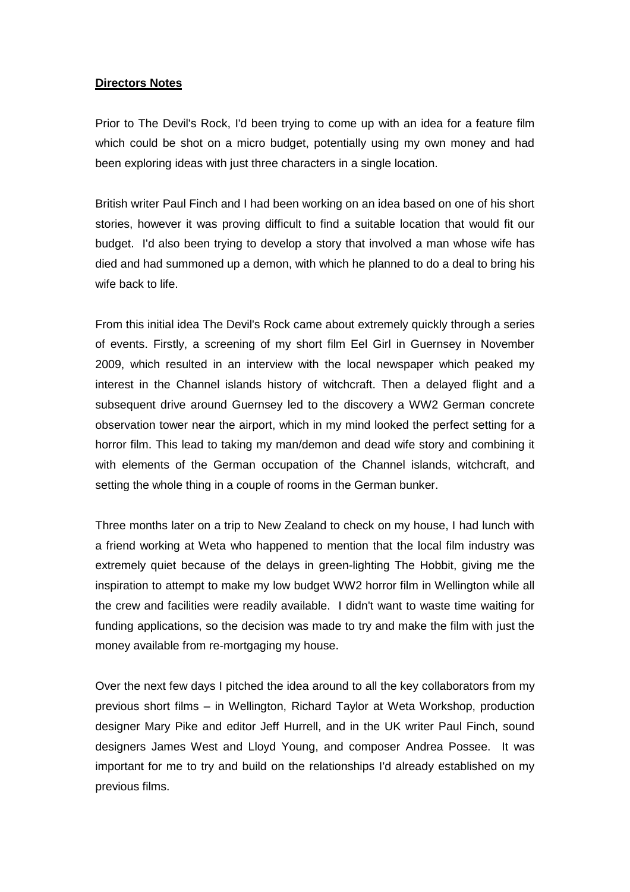**Directors Notes**

Prior to The Devil's Rock, I'd been trying to come up with an idea for a feature film which could be shot on a micro budget, potentially using my own money and had been exploring ideas with just three characters in a single location.

British writer Paul Finch and I had been working on an idea based on one of his short stories, however it was proving difficult to find a suitable location that would fit our budget. I'd also been trying to develop a story that involved a man whose wife has died and had summoned up a demon, with which he planned to do a deal to bring his wife back to life.

From this initial idea The Devil's Rock came about extremely quickly through a series of events. Firstly, a screening of my short film Eel Girl in Guernsey in November 2009, which resulted in an interview with the local newspaper which peaked my interest in the Channel islands history of witchcraft. Then a delayed flight and a subsequent drive around Guernsey led to the discovery a WW2 German concrete observation tower near the airport, which in my mind looked the perfect setting for a horror film. This lead to taking my man/demon and dead wife story and combining it with elements of the German occupation of the Channel islands, witchcraft, and setting the whole thing in a couple of rooms in the German bunker.

Three months later on a trip to New Zealand to check on my house, I had lunch with a friend working at Weta who happened to mention that the local film industry was extremely quiet because of the delays in green-lighting The Hobbit, giving me the inspiration to attempt to make my low budget WW2 horror film in Wellington while all the crew and facilities were readily available. I didn't want to waste time waiting for funding applications, so the decision was made to try and make the film with just the money available from re-mortgaging my house.

Over the next few days I pitched the idea around to all the key collaborators from my previous short films – in Wellington, Richard Taylor at Weta Workshop, production designer Mary Pike and editor Jeff Hurrell, and in the UK writer Paul Finch, sound designers James West and Lloyd Young, and composer Andrea Possee. It was important for me to try and build on the relationships I'd already established on my previous films.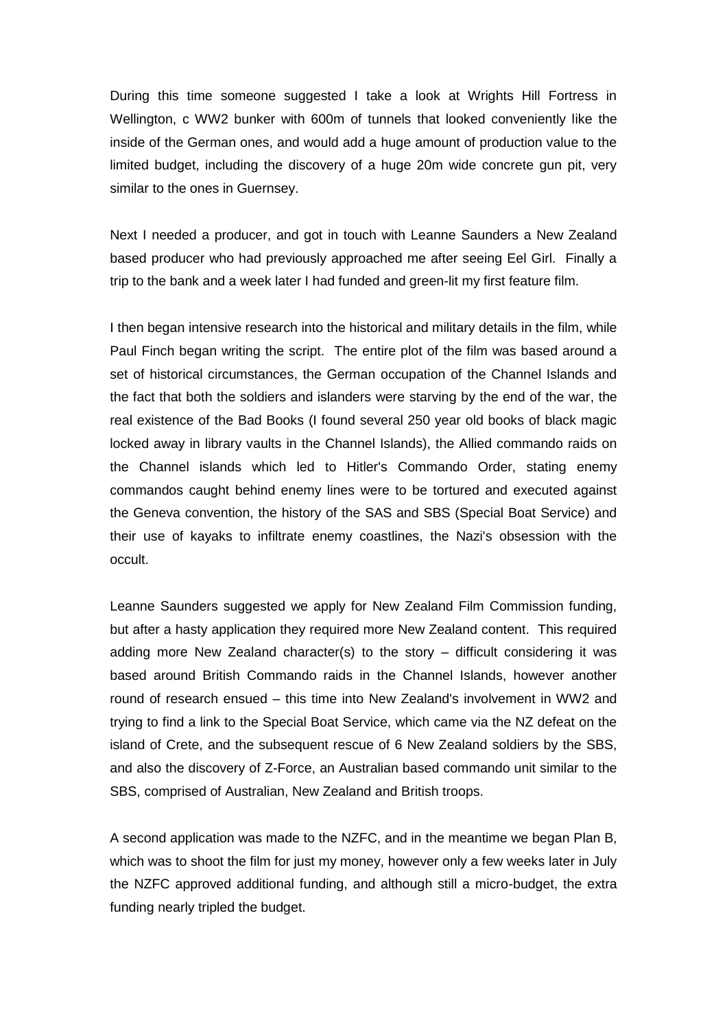During this time someone suggested I take a look at Wrights Hill Fortress in Wellington, c WW2 bunker with 600m of tunnels that looked conveniently like the inside of the German ones, and would add a huge amount of production value to the limited budget, including the discovery of a huge 20m wide concrete gun pit, very similar to the ones in Guernsey.

Next I needed a producer, and got in touch with Leanne Saunders a New Zealand based producer who had previously approached me after seeing Eel Girl. Finally a trip to the bank and a week later I had funded and green-lit my first feature film.

I then began intensive research into the historical and military details in the film, while Paul Finch began writing the script. The entire plot of the film was based around a set of historical circumstances, the German occupation of the Channel Islands and the fact that both the soldiers and islanders were starving by the end of the war, the real existence of the Bad Books (I found several 250 year old books of black magic locked away in library vaults in the Channel Islands), the Allied commando raids on the Channel islands which led to Hitler's Commando Order, stating enemy commandos caught behind enemy lines were to be tortured and executed against the Geneva convention, the history of the SAS and SBS (Special Boat Service) and their use of kayaks to infiltrate enemy coastlines, the Nazi's obsession with the occult.

Leanne Saunders suggested we apply for New Zealand Film Commission funding, but after a hasty application they required more New Zealand content. This required adding more New Zealand character(s) to the story – difficult considering it was based around British Commando raids in the Channel Islands, however another round of research ensued – this time into New Zealand's involvement in WW2 and trying to find a link to the Special Boat Service, which came via the NZ defeat on the island of Crete, and the subsequent rescue of 6 New Zealand soldiers by the SBS, and also the discovery of Z-Force, an Australian based commando unit similar to the SBS, comprised of Australian, New Zealand and British troops.

A second application was made to the NZFC, and in the meantime we began Plan B, which was to shoot the film for just my money, however only a few weeks later in July the NZFC approved additional funding, and although still a micro-budget, the extra funding nearly tripled the budget.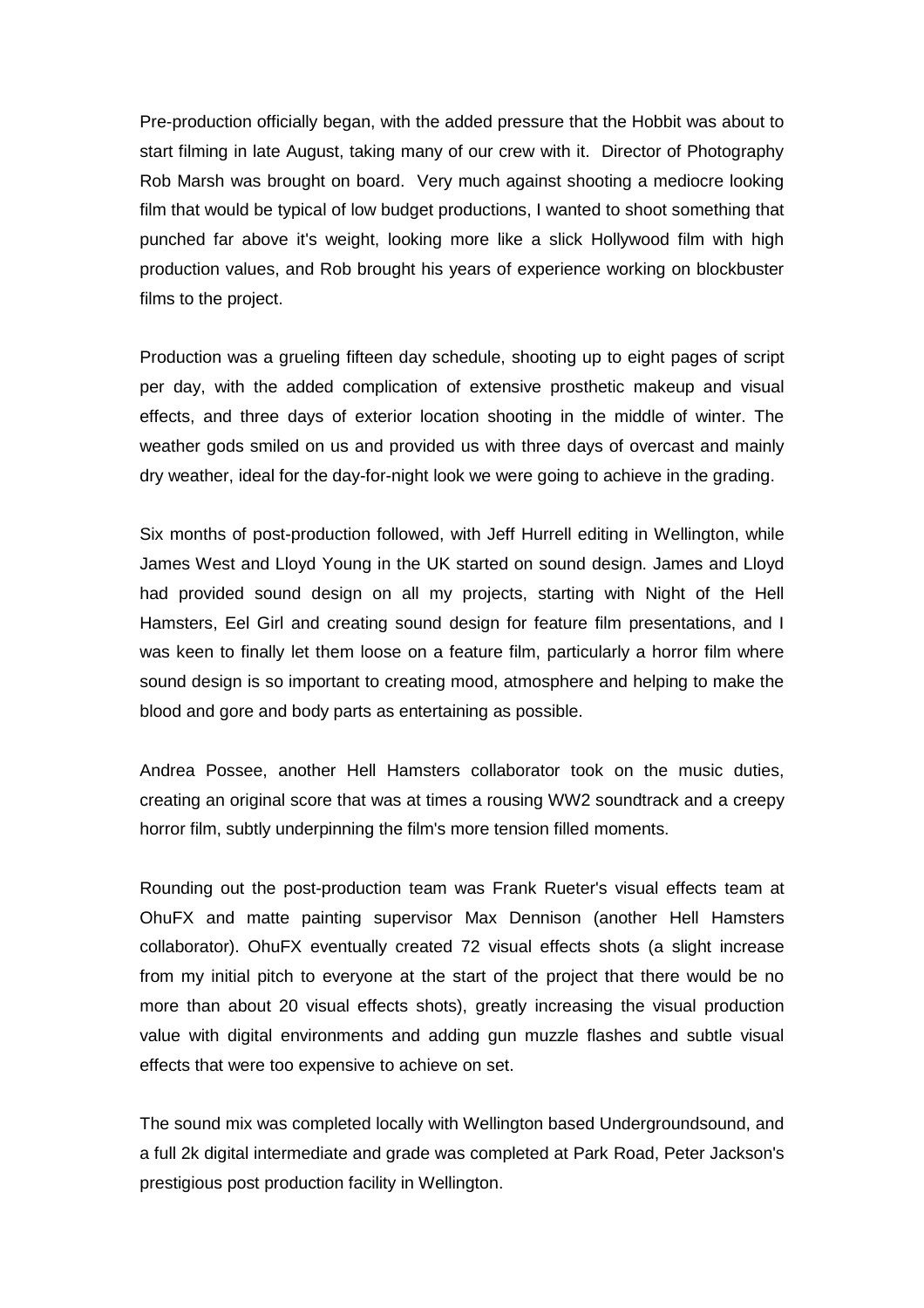Pre-production officially began, with the added pressure that the Hobbit was about to start filming in late August, taking many of our crew with it. Director of Photography Rob Marsh was brought on board. Very much against shooting a mediocre looking film that would be typical of low budget productions, I wanted to shoot something that punched far above it's weight, looking more like a slick Hollywood film with high production values, and Rob brought his years of experience working on blockbuster films to the project.

Production was a grueling fifteen day schedule, shooting up to eight pages of script per day, with the added complication of extensive prosthetic makeup and visual effects, and three days of exterior location shooting in the middle of winter. The weather gods smiled on us and provided us with three days of overcast and mainly dry weather, ideal for the day-for-night look we were going to achieve in the grading.

Six months of post-production followed, with Jeff Hurrell editing in Wellington, while James West and Lloyd Young in the UK started on sound design. James and Lloyd had provided sound design on all my projects, starting with Night of the Hell Hamsters, Eel Girl and creating sound design for feature film presentations, and I was keen to finally let them loose on a feature film, particularly a horror film where sound design is so important to creating mood, atmosphere and helping to make the blood and gore and body parts as entertaining as possible.

Andrea Possee, another Hell Hamsters collaborator took on the music duties, creating an original score that was at times a rousing WW2 soundtrack and a creepy horror film, subtly underpinning the film's more tension filled moments.

Rounding out the post-production team was Frank Rueter's visual effects team at OhuFX and matte painting supervisor Max Dennison (another Hell Hamsters collaborator). OhuFX eventually created 72 visual effects shots (a slight increase from my initial pitch to everyone at the start of the project that there would be no more than about 20 visual effects shots), greatly increasing the visual production value with digital environments and adding gun muzzle flashes and subtle visual effects that were too expensive to achieve on set.

The sound mix was completed locally with Wellington based Undergroundsound, and a full 2k digital intermediate and grade was completed at Park Road, Peter Jackson's prestigious post production facility in Wellington.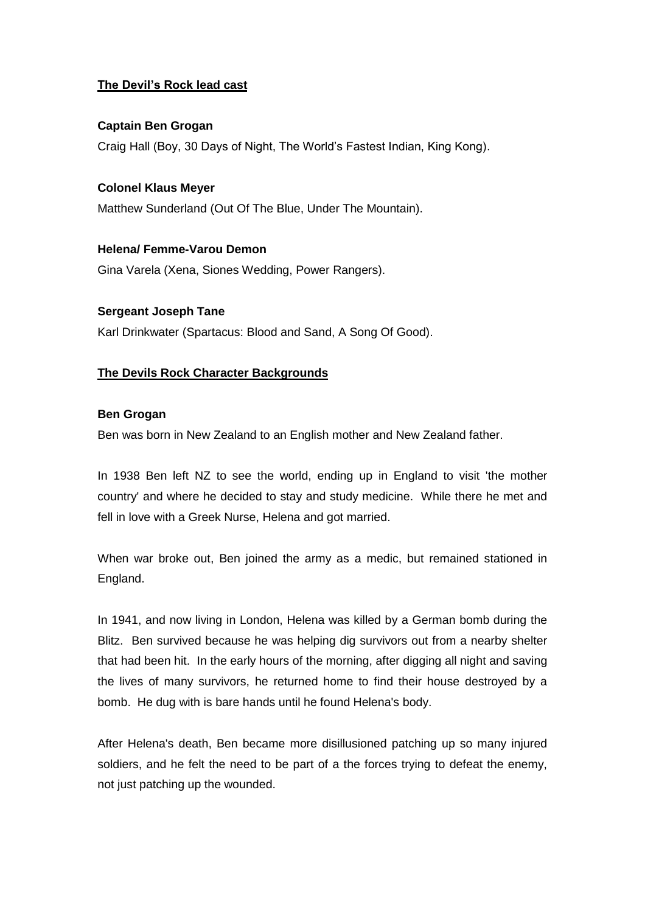## The Devil's Rock lead cast

**Captain Ben Grogan**

Craig Hall (Boy, 30 Days of Night, The World's Fastest Indian, King Kong).

**Colonel Klaus Meyer**

Matthew Sunderland (Out Of The Blue, Under The Mountain).

**Helena/ Femme-Varou Demon**

Gina Varela (Xena, Siones Wedding, Power Rangers).

**Sergeant Joseph Tane**

Karl Drinkwater (Spartacus: Blood and Sand, A Song Of Good).

## The Devils Rock Character Backgrounds

**Ben Grogan**

Ben was born in New Zealand to an English mother and New Zealand father.

In 1938 Ben left NZ to see the world, ending up in England to visit 'the mother country' and where he decided to stay and study medicine. While there he met and fell in love with a Greek Nurse, Helena and got married.

When war broke out, Ben joined the army as a medic, but remained stationed in England.

In 1941, and now living in London, Helena was killed by a German bomb during the Blitz. Ben survived because he was helping dig survivors out from a nearby shelter that had been hit. In the early hours of the morning, after digging all night and saving the lives of many survivors, he returned home to find their house destroyed by a bomb. He dug with is bare hands until he found Helena's body.

After Helena's death, Ben became more disillusioned patching up so many injured soldiers, and he felt the need to be part of a the forces trying to defeat the enemy, not just patching up the wounded.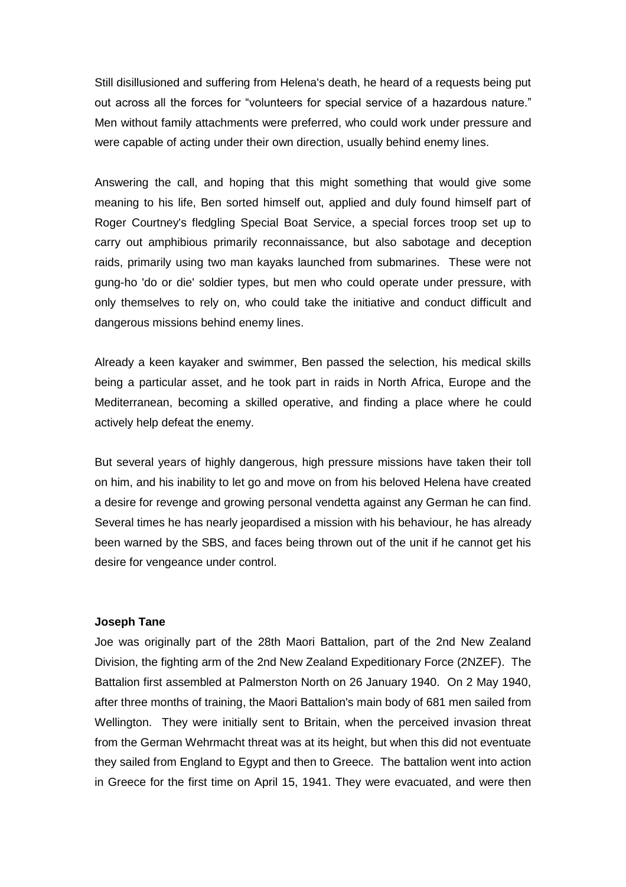Still disillusioned and suffering from Helena's death, he heard of a requests being put out across all the forces for “volunteers for special service of a hazardous nature.” Men without family attachments were preferred, who could work under pressure and were capable of acting under their own direction, usually behind enemy lines.

Answering the call, and hoping that this might something that would give some meaning to his life, Ben sorted himself out, applied and duly found himself part of Roger Courtney's fledgling Special Boat Service, a special forces troop set up to carry out amphibious primarily reconnaissance, but also sabotage and deception raids, primarily using two man kayaks launched from submarines. These were not gung-ho 'do or die' soldier types, but men who could operate under pressure, with only themselves to rely on, who could take the initiative and conduct difficult and dangerous missions behind enemy lines.

Already a keen kayaker and swimmer, Ben passed the selection, his medical skills being a particular asset, and he took part in raids in North Africa, Europe and the Mediterranean, becoming a skilled operative, and finding a place where he could actively help defeat the enemy.

But several years of highly dangerous, high pressure missions have taken their toll on him, and his inability to let go and move on from his beloved Helena have created a desire for revenge and growing personal vendetta against any German he can find. Several times he has nearly jeopardised a mission with his behaviour, he has already been warned by the SBS, and faces being thrown out of the unit if he cannot get his desire for vengeance under control.

**Joseph Tane**

Joe was originally part of the 28th Maori Battalion, part of the 2nd New Zealand Division, the fighting arm of the 2nd New Zealand Expeditionary Force (2NZEF). The Battalion first assembled at Palmerston North on 26 January 1940. On 2 May 1940, after three months of training, the Maori Battalion's main body of 681 men sailed from Wellington. They were initially sent to Britain, when the perceived invasion threat from the German Wehrmacht threat was at its height, but when this did not eventuate they sailed from England to Egypt and then to Greece. The battalion went into action in Greece for the first time on April 15, 1941. They were evacuated, and were then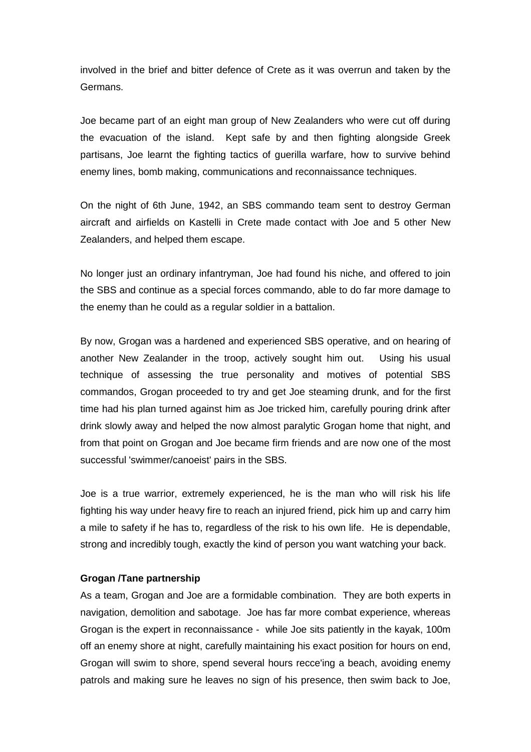involved in the brief and bitter defence of Crete as it was overrun and taken by the Germans.

Joe became part of an eight man group of New Zealanders who were cut off during the evacuation of the island. Kept safe by and then fighting alongside Greek partisans, Joe learnt the fighting tactics of guerilla warfare, how to survive behind enemy lines, bomb making, communications and reconnaissance techniques.

On the night of 6th June, 1942, an SBS commando team sent to destroy German aircraft and airfields on Kastelli in Crete made contact with Joe and 5 other New Zealanders, and helped them escape.

No longer just an ordinary infantryman, Joe had found his niche, and offered to join the SBS and continue as a special forces commando, able to do far more damage to the enemy than he could as a regular soldier in a battalion.

By now, Grogan was a hardened and experienced SBS operative, and on hearing of another New Zealander in the troop, actively sought him out. Using his usual technique of assessing the true personality and motives of potential SBS commandos, Grogan proceeded to try and get Joe steaming drunk, and for the first time had his plan turned against him as Joe tricked him, carefully pouring drink after drink slowly away and helped the now almost paralytic Grogan home that night, and from that point on Grogan and Joe became firm friends and are now one of the most successful 'swimmer/canoeist' pairs in the SBS.

Joe is a true warrior, extremely experienced, he is the man who will risk his life fighting his way under heavy fire to reach an injured friend, pick him up and carry him a mile to safety if he has to, regardless of the risk to his own life. He is dependable, strong and incredibly tough, exactly the kind of person you want watching your back.

**Grogan /Tane partnership**

As a team, Grogan and Joe are a formidable combination. They are both experts in navigation, demolition and sabotage. Joe has far more combat experience, whereas Grogan is the expert in reconnaissance - while Joe sits patiently in the kayak, 100m off an enemy shore at night, carefully maintaining his exact position for hours on end, Grogan will swim to shore, spend several hours recce'ing a beach, avoiding enemy patrols and making sure he leaves no sign of his presence, then swim back to Joe,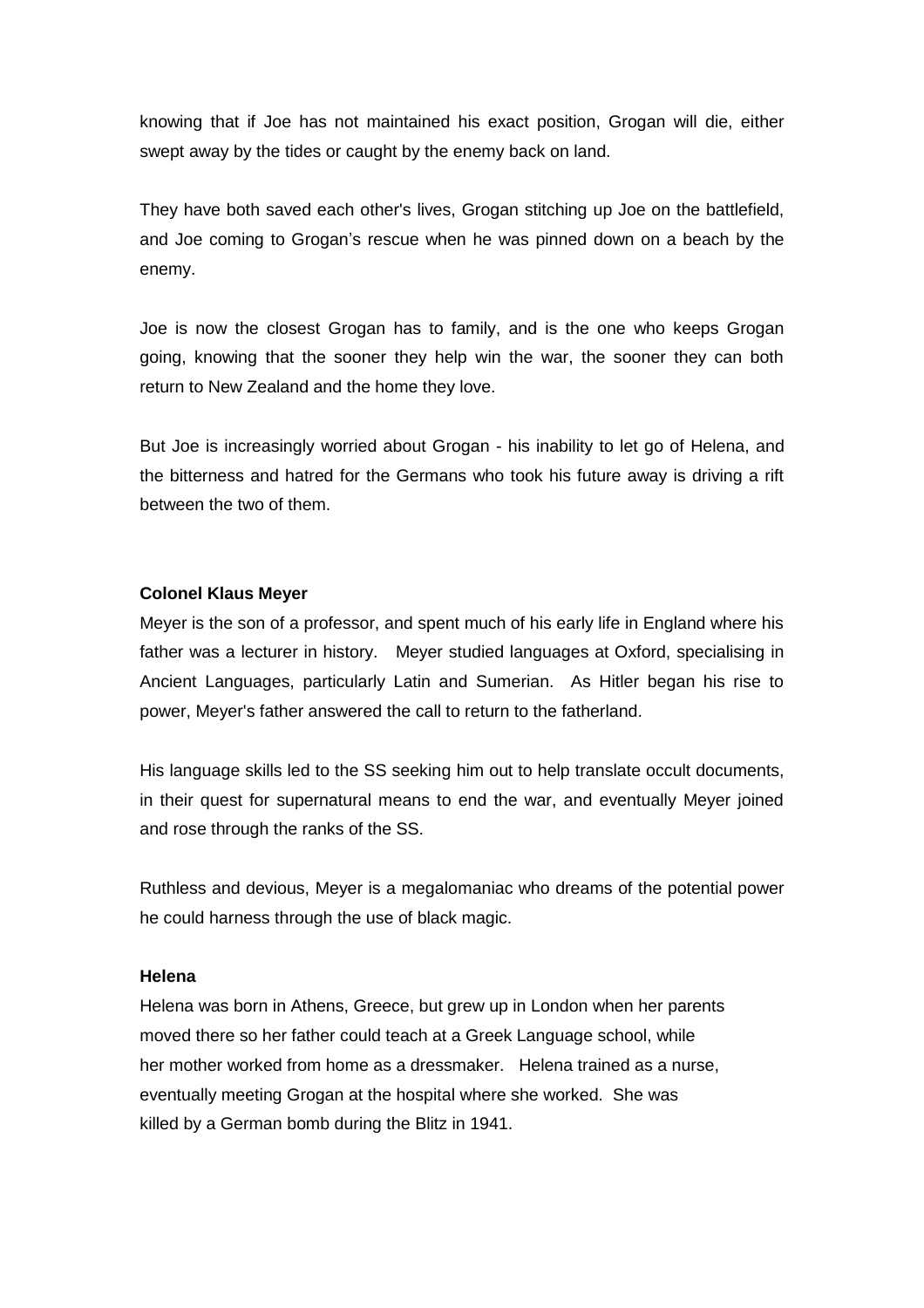knowing that if Joe has not maintained his exact position, Grogan will die, either swept away by the tides or caught by the enemy back on land.

They have both saved each other's lives, Grogan stitching up Joe on the battlefield, and Joe coming to Grogan's rescue when he was pinned down on a beach by the enemy.

Joe is now the closest Grogan has to family, and is the one who keeps Grogan going, knowing that the sooner they help win the war, the sooner they can both return to New Zealand and the home they love.

But Joe is increasingly worried about Grogan - his inability to let go of Helena, and the bitterness and hatred for the Germans who took his future away is driving a rift between the two of them.

**Colonel Klaus Meyer**

Meyer is the son of a professor, and spent much of his early life in England where his father was a lecturer in history. Meyer studied languages at Oxford, specialising in Ancient Languages, particularly Latin and Sumerian. As Hitler began his rise to power, Meyer's father answered the call to return to the fatherland.

His language skills led to the SS seeking him out to help translate occult documents, in their quest for supernatural means to end the war, and eventually Meyer joined and rose through the ranks of the SS.

Ruthless and devious, Meyer is a megalomaniac who dreams of the potential power he could harness through the use of black magic.

**Helena**

Helena was born in Athens, Greece, but grew up in London when her parents moved there so her father could teach at a Greek Language school, while her mother worked from home as a dressmaker. Helena trained as a nurse, eventually meeting Grogan at the hospital where she worked. She was killed by a German bomb during the Blitz in 1941.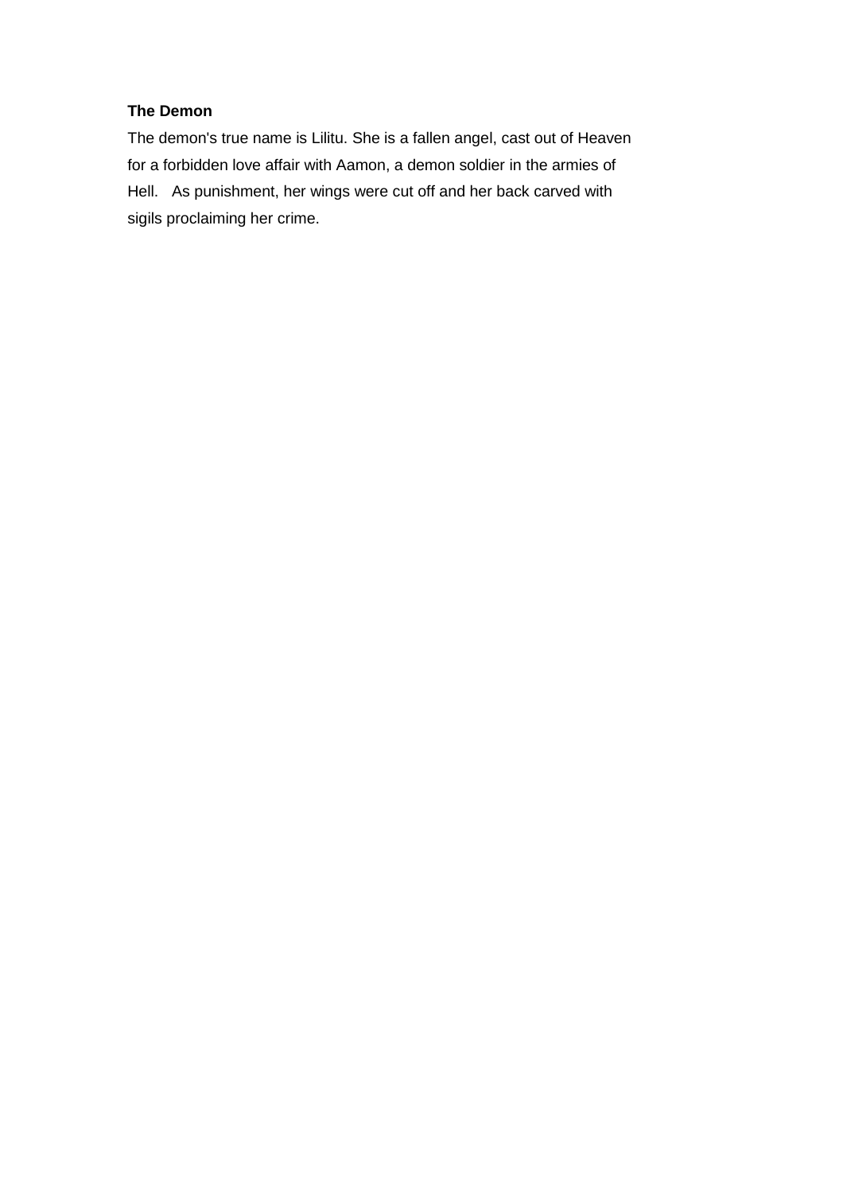**The Demon**

The demon's true name is Lilitu. She is a fallen angel, cast out of Heaven for a forbidden love affair with Aamon, a demon soldier in the armies of Hell. As punishment, her wings were cut off and her back carved with sigils proclaiming her crime.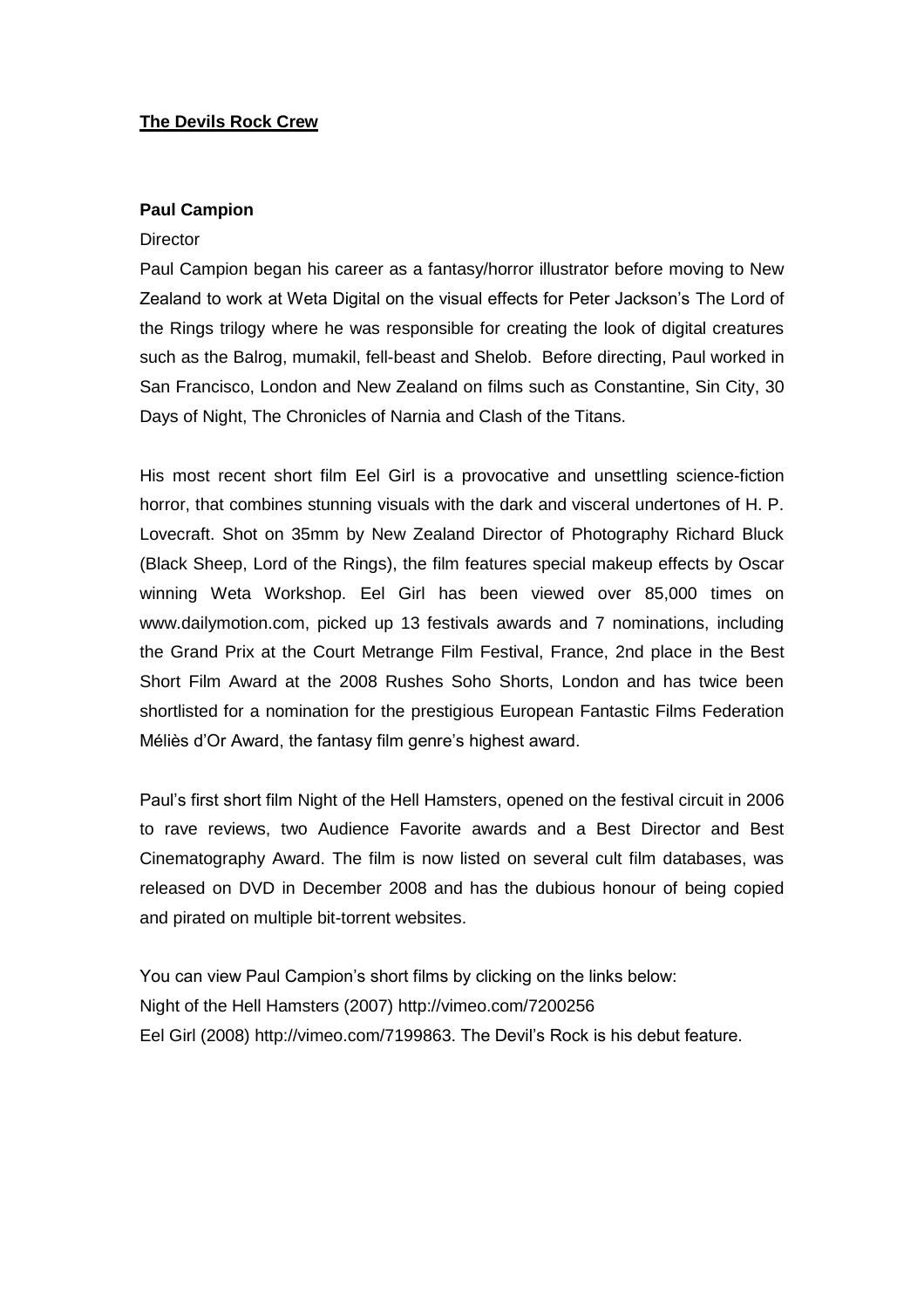**<u>The Devils Rock Crew</u>**

**Paul Campion**

Director

Paul Campion began his career as a fantasy/horror illustrator before moving to New Zealand to work at Weta Digital on the visual effects for Peter Jackson's The Lord of the Rings trilogy where he was responsible for creating the look of digital creatures such as the Balrog, mumakil, fell-beast and Shelob. Before directing, Paul worked in San Francisco, London and New Zealand on films such as Constantine, Sin City, 30 Days of Night, The Chronicles of Narnia and Clash of the Titans.

His most recent short film Eel Girl is a provocative and unsettling science-fiction horror, that combines stunning visuals with the dark and visceral undertones of H. P. Lovecraft. Shot on 35mm by New Zealand Director of Photography Richard Bluck (Black Sheep, Lord of the Rings), the film features special makeup effects by Oscar winning Weta Workshop. Eel Girl has been viewed over 85,000 times on www.dailymotion.com, picked up 13 festivals awards and 7 nominations, including the Grand Prix at the Court Metrange Film Festival, France, 2nd place in the Best Short Film Award at the 2008 Rushes Soho Shorts, London and has twice been shortlisted for a nomination for the prestigious European Fantastic Films Federation Méliès d'Or Award, the fantasy film genre's highest award.

Paul's first short film Night of the Hell Hamsters, opened on the festival circuit in 2006 to rave reviews, two Audience Favorite awards and a Best Director and Best Cinematography Award. The film is now listed on several cult film databases, was released on DVD in December 2008 and has the dubious honour of being copied and pirated on multiple bit-torrent websites.

You can view Paul Campion's short films by clicking on the links below:
Night of the Hell Hamsters (2007) http://vimeo.com/7200256
Eel Girl (2008) http://vimeo.com/7199863. The Devil's Rock is his debut feature.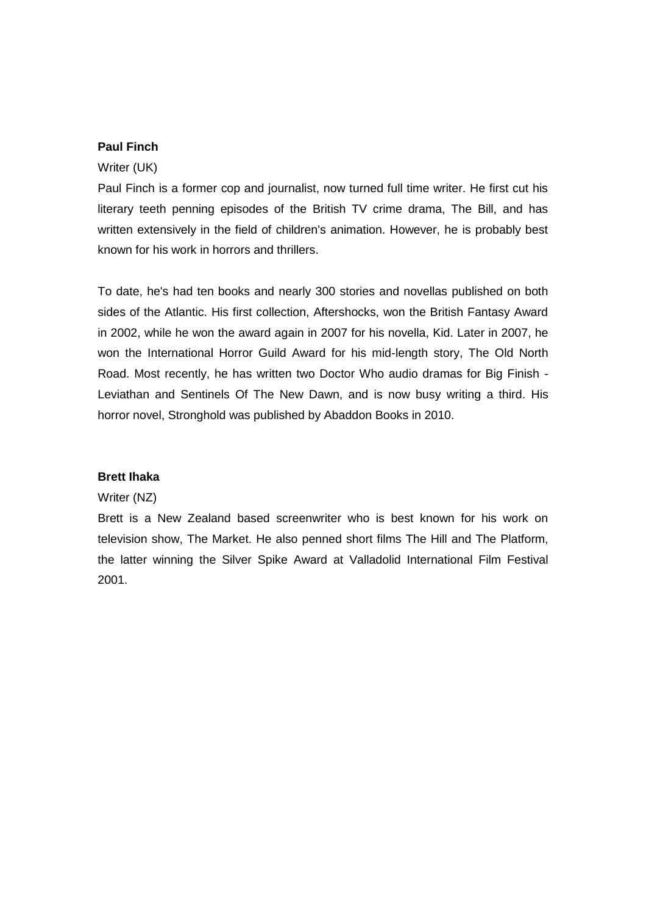**Paul Finch**

Writer (UK)

Paul Finch is a former cop and journalist, now turned full time writer. He first cut his literary teeth penning episodes of the British TV crime drama, The Bill, and has written extensively in the field of children's animation. However, he is probably best known for his work in horrors and thrillers.

To date, he's had ten books and nearly 300 stories and novellas published on both sides of the Atlantic. His first collection, Aftershocks, won the British Fantasy Award in 2002, while he won the award again in 2007 for his novella, Kid. Later in 2007, he won the International Horror Guild Award for his mid-length story, The Old North Road. Most recently, he has written two Doctor Who audio dramas for Big Finish - Leviathan and Sentinels Of The New Dawn, and is now busy writing a third. His horror novel, Stronghold was published by Abaddon Books in 2010.

**Brett Ihaka**

Writer (NZ)

Brett is a New Zealand based screenwriter who is best known for his work on television show, The Market. He also penned short films The Hill and The Platform, the latter winning the Silver Spike Award at Valladolid International Film Festival 2001.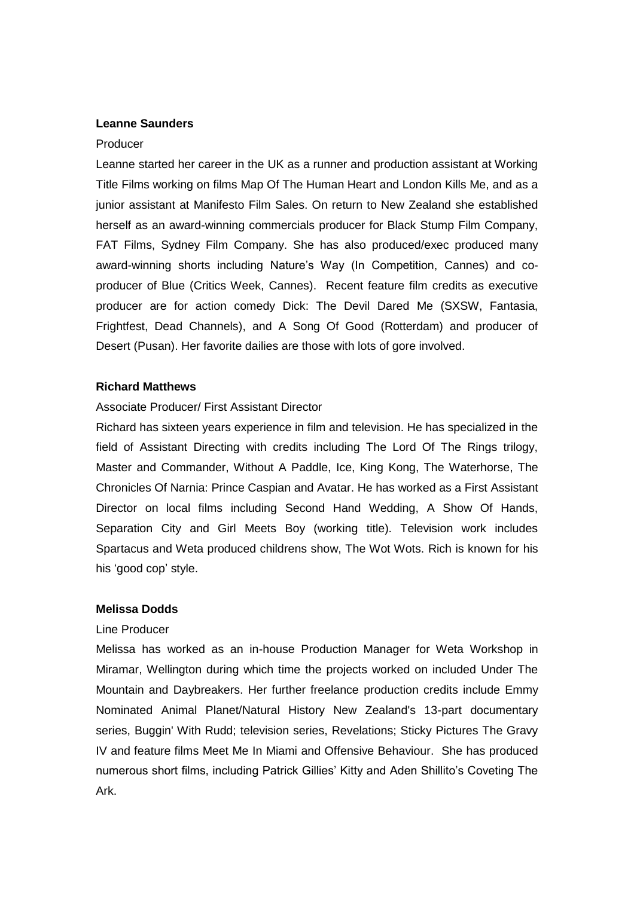**Leanne Saunders**

Producer

Leanne started her career in the UK as a runner and production assistant at Working Title Films working on films Map Of The Human Heart and London Kills Me, and as a junior assistant at Manifesto Film Sales. On return to New Zealand she established herself as an award-winning commercials producer for Black Stump Film Company, FAT Films, Sydney Film Company. She has also produced/exec produced many award-winning shorts including Nature's Way (In Competition, Cannes) and co-producer of Blue (Critics Week, Cannes). Recent feature film credits as executive producer are for action comedy Dick: The Devil Dared Me (SXSW, Fantasia, Frightfest, Dead Channels), and A Song Of Good (Rotterdam) and producer of Desert (Pusan). Her favorite dailies are those with lots of gore involved.

**Richard Matthews**

Associate Producer/ First Assistant Director

Richard has sixteen years experience in film and television. He has specialized in the field of Assistant Directing with credits including The Lord Of The Rings trilogy, Master and Commander, Without A Paddle, Ice, King Kong, The Waterhorse, The Chronicles Of Narnia: Prince Caspian and Avatar. He has worked as a First Assistant Director on local films including Second Hand Wedding, A Show Of Hands, Separation City and Girl Meets Boy (working title). Television work includes Spartacus and Weta produced childrens show, The Wot Wots. Rich is known for his his 'good cop' style.

**Melissa Dodds**

Line Producer

Melissa has worked as an in-house Production Manager for Weta Workshop in Miramar, Wellington during which time the projects worked on included Under The Mountain and Daybreakers. Her further freelance production credits include Emmy Nominated Animal Planet/Natural History New Zealand's 13-part documentary series, Buggin' With Rudd; television series, Revelations; Sticky Pictures The Gravy IV and feature films Meet Me In Miami and Offensive Behaviour. She has produced numerous short films, including Patrick Gillies' Kitty and Aden Shillito's Coveting The Ark.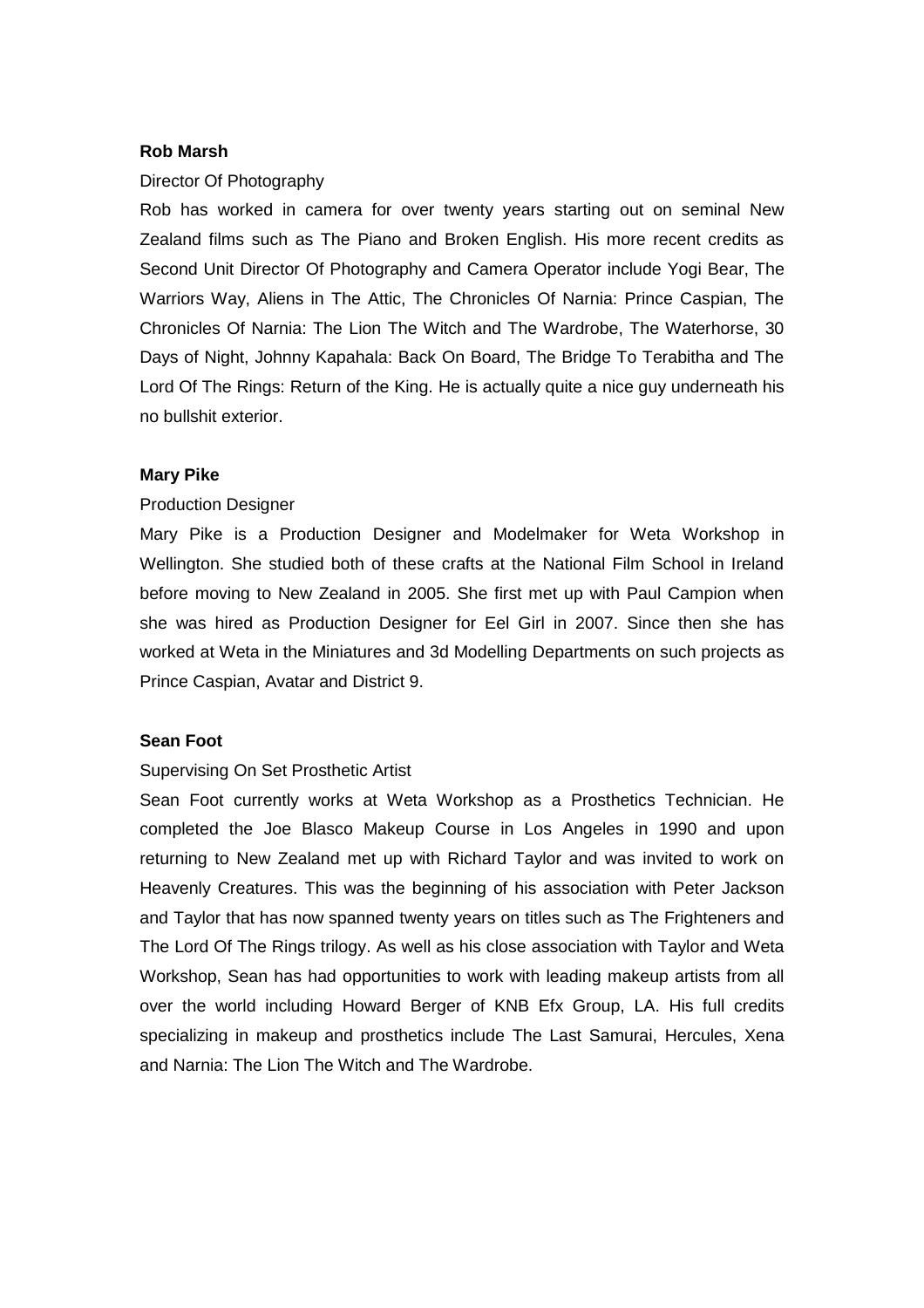**Rob Marsh**

Director Of Photography

Rob has worked in camera for over twenty years starting out on seminal New Zealand films such as The Piano and Broken English. His more recent credits as Second Unit Director Of Photography and Camera Operator include Yogi Bear, The Warriors Way, Aliens in The Attic, The Chronicles Of Narnia: Prince Caspian, The Chronicles Of Narnia: The Lion The Witch and The Wardrobe, The Waterhorse, 30 Days of Night, Johnny Kapahala: Back On Board, The Bridge To Terabitha and The Lord Of The Rings: Return of the King. He is actually quite a nice guy underneath his no bullshit exterior.

**Mary Pike**

Production Designer

Mary Pike is a Production Designer and Modelmaker for Weta Workshop in Wellington. She studied both of these crafts at the National Film School in Ireland before moving to New Zealand in 2005. She first met up with Paul Campion when she was hired as Production Designer for Eel Girl in 2007. Since then she has worked at Weta in the Miniatures and 3d Modelling Departments on such projects as Prince Caspian, Avatar and District 9.

**Sean Foot**

Supervising On Set Prosthetic Artist

Sean Foot currently works at Weta Workshop as a Prosthetics Technician. He completed the Joe Blasco Makeup Course in Los Angeles in 1990 and upon returning to New Zealand met up with Richard Taylor and was invited to work on Heavenly Creatures. This was the beginning of his association with Peter Jackson and Taylor that has now spanned twenty years on titles such as The Frighteners and The Lord Of The Rings trilogy. As well as his close association with Taylor and Weta Workshop, Sean has had opportunities to work with leading makeup artists from all over the world including Howard Berger of KNB Efx Group, LA. His full credits specializing in makeup and prosthetics include The Last Samurai, Hercules, Xena and Narnia: The Lion The Witch and The Wardrobe.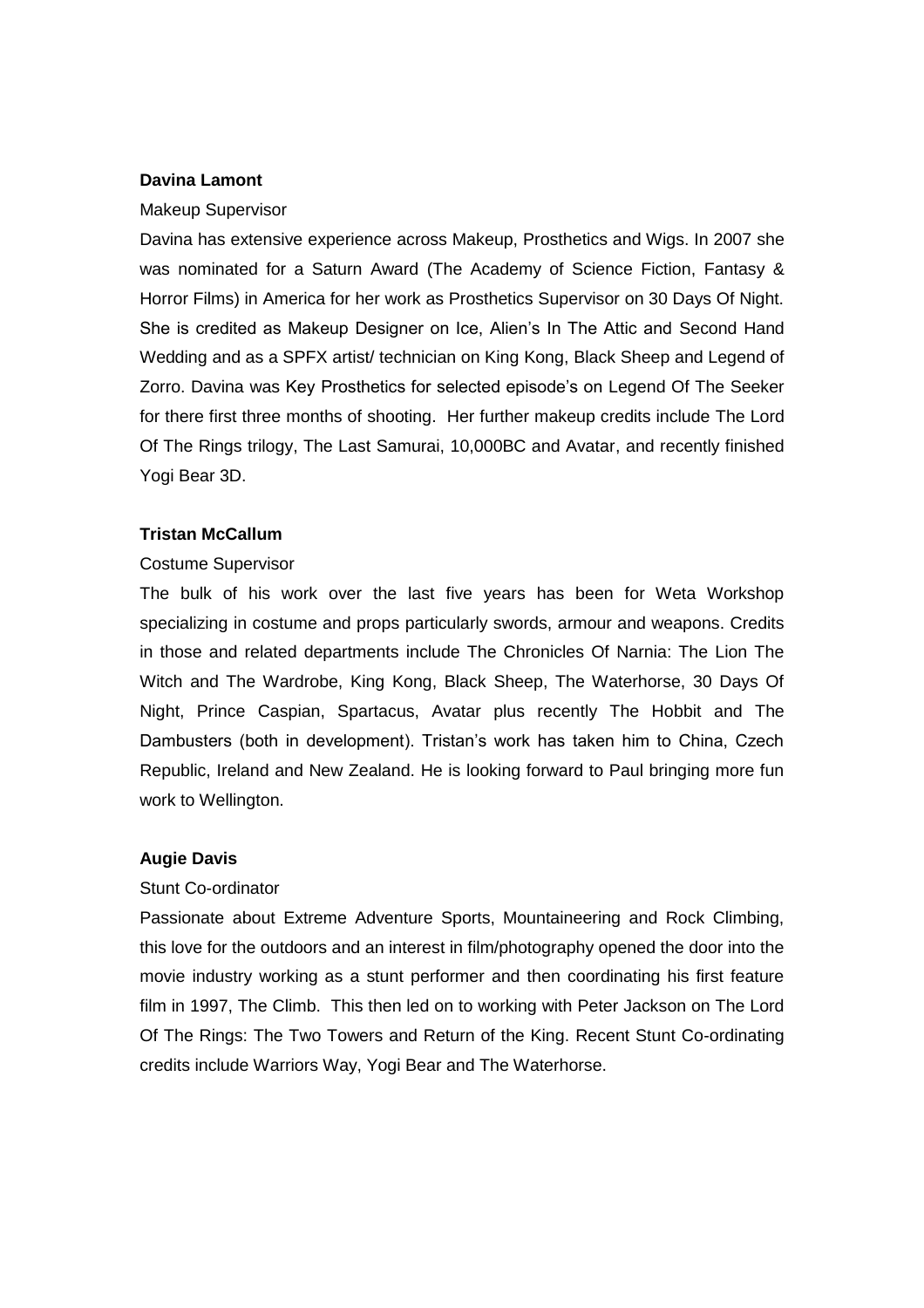**Davina Lamont**

Makeup Supervisor

Davina has extensive experience across Makeup, Prosthetics and Wigs. In 2007 she was nominated for a Saturn Award (The Academy of Science Fiction, Fantasy & Horror Films) in America for her work as Prosthetics Supervisor on 30 Days Of Night. She is credited as Makeup Designer on Ice, Alien's In The Attic and Second Hand Wedding and as a SPFX artist/ technician on King Kong, Black Sheep and Legend of Zorro. Davina was Key Prosthetics for selected episode's on Legend Of The Seeker for there first three months of shooting. Her further makeup credits include The Lord Of The Rings trilogy, The Last Samurai, 10,000BC and Avatar, and recently finished Yogi Bear 3D.

**Tristan McCallum**

Costume Supervisor

The bulk of his work over the last five years has been for Weta Workshop specializing in costume and props particularly swords, armour and weapons. Credits in those and related departments include The Chronicles Of Narnia: The Lion The Witch and The Wardrobe, King Kong, Black Sheep, The Waterhorse, 30 Days Of Night, Prince Caspian, Spartacus, Avatar plus recently The Hobbit and The Dambusters (both in development). Tristan's work has taken him to China, Czech Republic, Ireland and New Zealand. He is looking forward to Paul bringing more fun work to Wellington.

**Augie Davis**

Stunt Co-ordinator

Passionate about Extreme Adventure Sports, Mountaineering and Rock Climbing, this love for the outdoors and an interest in film/photography opened the door into the movie industry working as a stunt performer and then coordinating his first feature film in 1997, The Climb. This then led on to working with Peter Jackson on The Lord Of The Rings: The Two Towers and Return of the King. Recent Stunt Co-ordinating credits include Warriors Way, Yogi Bear and The Waterhorse.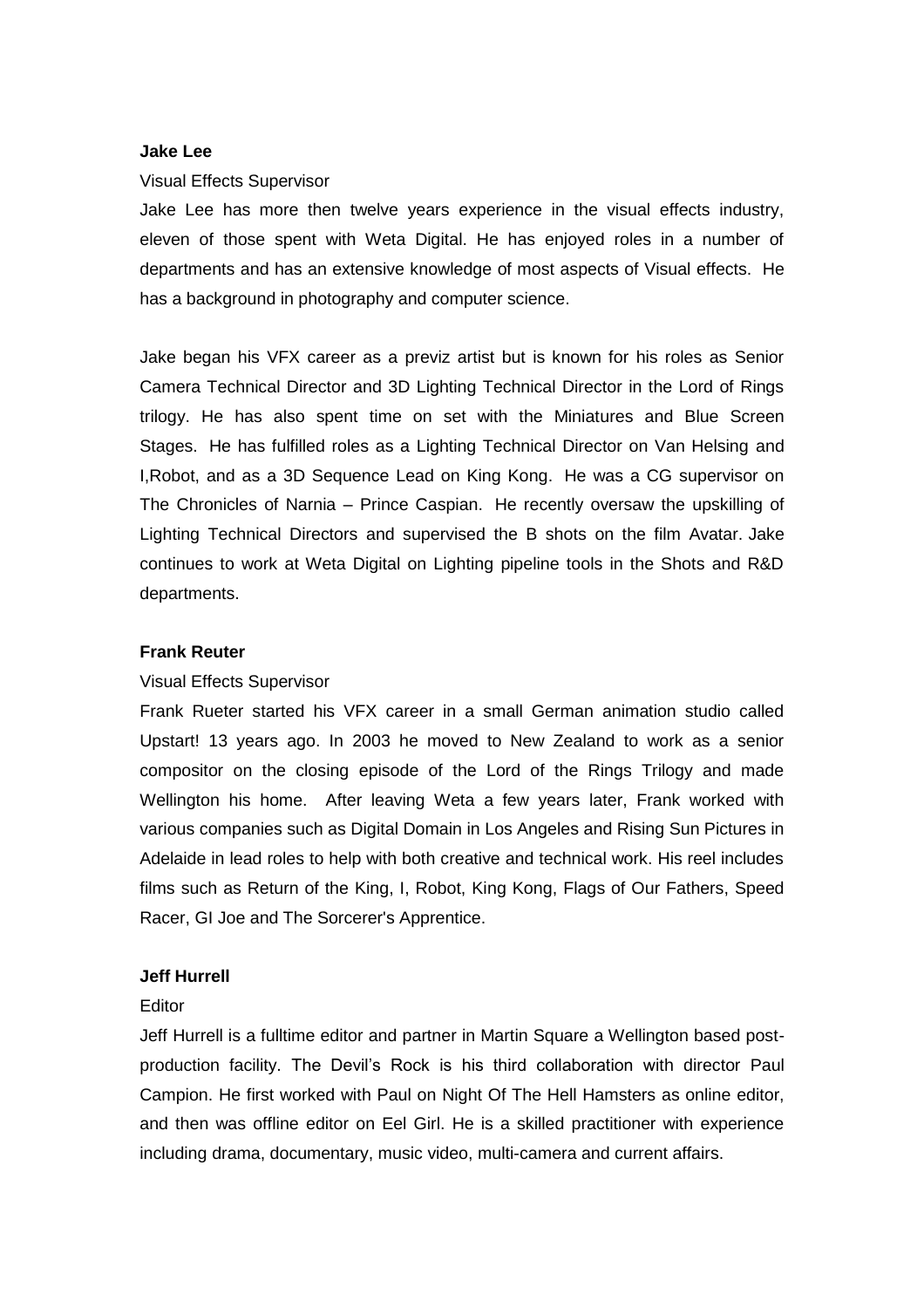**Jake Lee**

Visual Effects Supervisor

Jake Lee has more then twelve years experience in the visual effects industry, eleven of those spent with Weta Digital. He has enjoyed roles in a number of departments and has an extensive knowledge of most aspects of Visual effects. He has a background in photography and computer science.

Jake began his VFX career as a previz artist but is known for his roles as Senior Camera Technical Director and 3D Lighting Technical Director in the Lord of Rings trilogy. He has also spent time on set with the Miniatures and Blue Screen Stages. He has fulfilled roles as a Lighting Technical Director on Van Helsing and I,Robot, and as a 3D Sequence Lead on King Kong. He was a CG supervisor on The Chronicles of Narnia – Prince Caspian. He recently oversaw the upskilling of Lighting Technical Directors and supervised the B shots on the film Avatar. Jake continues to work at Weta Digital on Lighting pipeline tools in the Shots and R&D departments.

**Frank Reuter**

Visual Effects Supervisor

Frank Rueter started his VFX career in a small German animation studio called Upstart! 13 years ago. In 2003 he moved to New Zealand to work as a senior compositor on the closing episode of the Lord of the Rings Trilogy and made Wellington his home. After leaving Weta a few years later, Frank worked with various companies such as Digital Domain in Los Angeles and Rising Sun Pictures in Adelaide in lead roles to help with both creative and technical work. His reel includes films such as Return of the King, I, Robot, King Kong, Flags of Our Fathers, Speed Racer, GI Joe and The Sorcerer's Apprentice.

**Jeff Hurrell**

Editor

Jeff Hurrell is a fulltime editor and partner in Martin Square a Wellington based post-production facility. The Devil's Rock is his third collaboration with director Paul Campion. He first worked with Paul on Night Of The Hell Hamsters as online editor, and then was offline editor on Eel Girl. He is a skilled practitioner with experience including drama, documentary, music video, multi-camera and current affairs.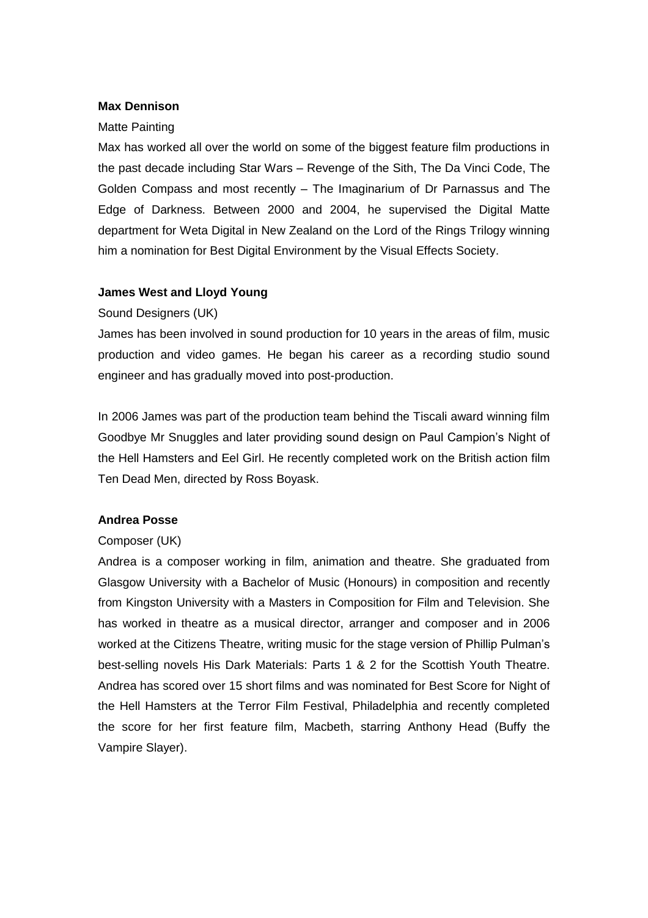**Max Dennison**

Matte Painting

Max has worked all over the world on some of the biggest feature film productions in the past decade including Star Wars – Revenge of the Sith, The Da Vinci Code, The Golden Compass and most recently – The Imaginarium of Dr Parnassus and The Edge of Darkness. Between 2000 and 2004, he supervised the Digital Matte department for Weta Digital in New Zealand on the Lord of the Rings Trilogy winning him a nomination for Best Digital Environment by the Visual Effects Society.

**James West and Lloyd Young**

Sound Designers (UK)

James has been involved in sound production for 10 years in the areas of film, music production and video games. He began his career as a recording studio sound engineer and has gradually moved into post-production.

In 2006 James was part of the production team behind the Tiscali award winning film Goodbye Mr Snuggles and later providing sound design on Paul Campion's Night of the Hell Hamsters and Eel Girl. He recently completed work on the British action film Ten Dead Men, directed by Ross Boyask.

**Andrea Posse**

Composer (UK)

Andrea is a composer working in film, animation and theatre. She graduated from Glasgow University with a Bachelor of Music (Honours) in composition and recently from Kingston University with a Masters in Composition for Film and Television. She has worked in theatre as a musical director, arranger and composer and in 2006 worked at the Citizens Theatre, writing music for the stage version of Phillip Pulman's best-selling novels His Dark Materials: Parts 1 & 2 for the Scottish Youth Theatre. Andrea has scored over 15 short films and was nominated for Best Score for Night of the Hell Hamsters at the Terror Film Festival, Philadelphia and recently completed the score for her first feature film, Macbeth, starring Anthony Head (Buffy the Vampire Slayer).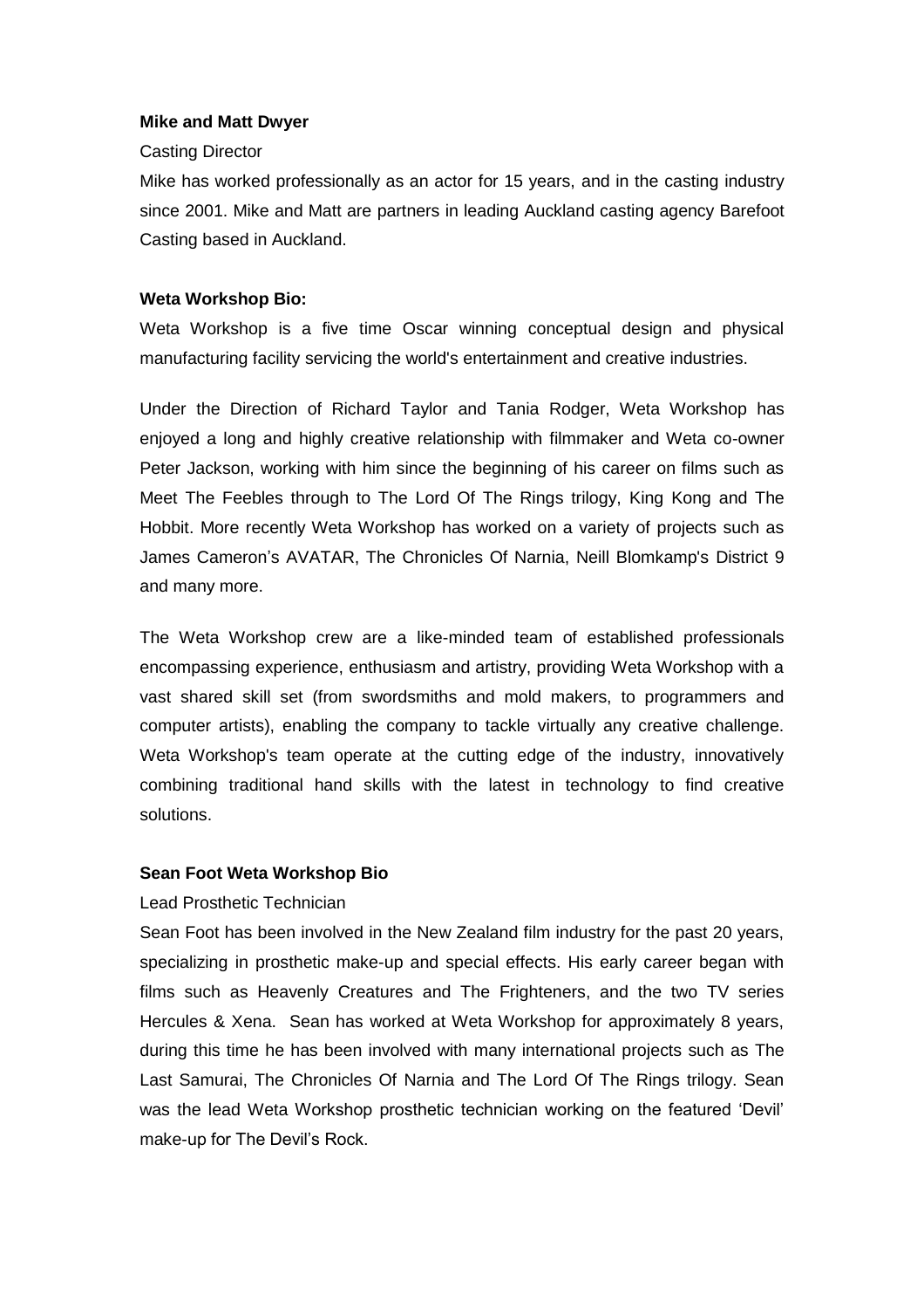**Mike and Matt Dwyer**

Casting Director

Mike has worked professionally as an actor for 15 years, and in the casting industry since 2001. Mike and Matt are partners in leading Auckland casting agency Barefoot Casting based in Auckland.

**Weta Workshop Bio:**

Weta Workshop is a five time Oscar winning conceptual design and physical manufacturing facility servicing the world's entertainment and creative industries.

Under the Direction of Richard Taylor and Tania Rodger, Weta Workshop has enjoyed a long and highly creative relationship with filmmaker and Weta co-owner Peter Jackson, working with him since the beginning of his career on films such as Meet The Feebles through to The Lord Of The Rings trilogy, King Kong and The Hobbit. More recently Weta Workshop has worked on a variety of projects such as James Cameron's AVATAR, The Chronicles Of Narnia, Neill Blomkamp's District 9 and many more.

The Weta Workshop crew are a like-minded team of established professionals encompassing experience, enthusiasm and artistry, providing Weta Workshop with a vast shared skill set (from swordsmiths and mold makers, to programmers and computer artists), enabling the company to tackle virtually any creative challenge. Weta Workshop's team operate at the cutting edge of the industry, innovatively combining traditional hand skills with the latest in technology to find creative solutions.

**Sean Foot Weta Workshop Bio**

Lead Prosthetic Technician

Sean Foot has been involved in the New Zealand film industry for the past 20 years, specializing in prosthetic make-up and special effects. His early career began with films such as Heavenly Creatures and The Frighteners, and the two TV series Hercules & Xena. Sean has worked at Weta Workshop for approximately 8 years, during this time he has been involved with many international projects such as The Last Samurai, The Chronicles Of Narnia and The Lord Of The Rings trilogy. Sean was the lead Weta Workshop prosthetic technician working on the featured 'Devil' make-up for The Devil's Rock.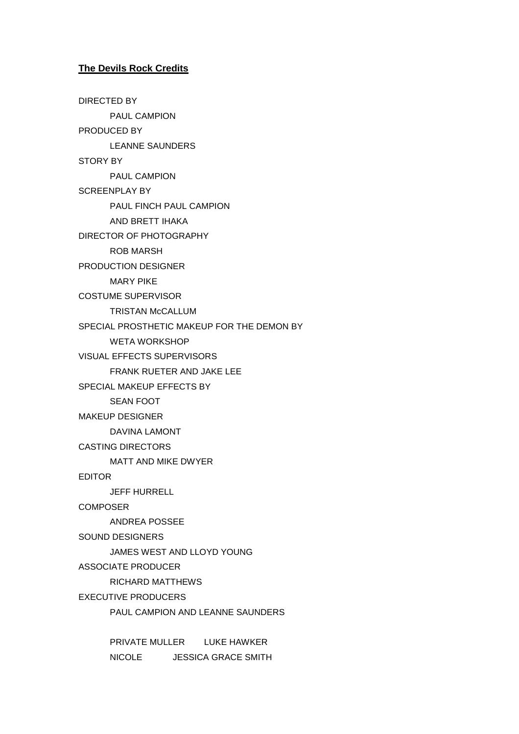**The Devils Rock Credits**

DIRECTED BY

PAUL CAMPION

PRODUCED BY

LEANNE SAUNDERS

STORY BY

PAUL CAMPION

SCREENPLAY BY

PAUL FINCH PAUL CAMPION

AND BRETT IHAKA

DIRECTOR OF PHOTOGRAPHY

ROB MARSH

PRODUCTION DESIGNER

MARY PIKE

COSTUME SUPERVISOR

TRISTAN McCALLUM

SPECIAL PROSTHETIC MAKEUP FOR THE DEMON BY

WETA WORKSHOP

VISUAL EFFECTS SUPERVISORS

FRANK RUETER AND JAKE LEE

SPECIAL MAKEUP EFFECTS BY

SEAN FOOT

MAKEUP DESIGNER

DAVINA LAMONT

CASTING DIRECTORS

MATT AND MIKE DWYER

EDITOR

JEFF HURRELL

COMPOSER

ANDREA POSSEE

SOUND DESIGNERS

JAMES WEST AND LLOYD YOUNG

ASSOCIATE PRODUCER

RICHARD MATTHEWS

EXECUTIVE PRODUCERS

PAUL CAMPION AND LEANNE SAUNDERS

PRIVATE MULLER LUKE HAWKER

NICOLE JESSICA GRACE SMITH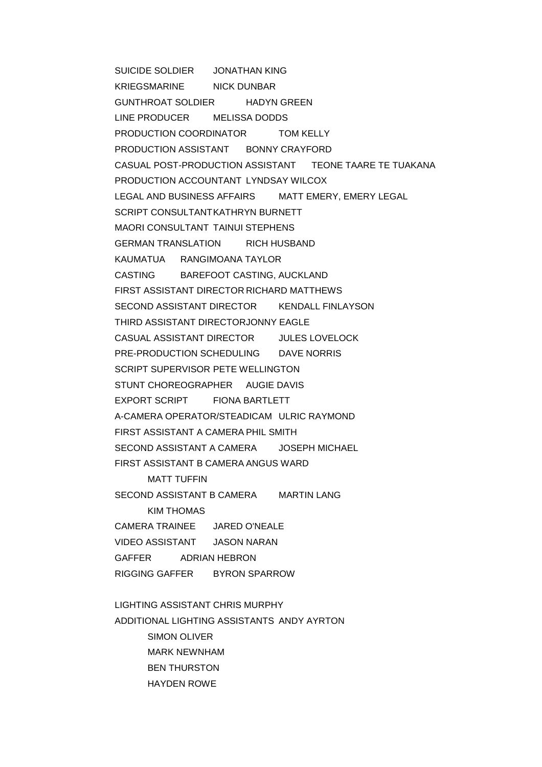SUICIDE SOLDIER JONATHAN KING

KRIEGSMARINE NICK DUNBAR

GUNTHROAT SOLDIER HADYN GREEN

LINE PRODUCER MELISSA DODDS

PRODUCTION COORDINATOR TOM KELLY

PRODUCTION ASSISTANT BONNY CRAYFORD

CASUAL POST-PRODUCTION ASSISTANT TEONE TAARE TE TUAKANA

PRODUCTION ACCOUNTANT LYNDSAY WILCOX

LEGAL AND BUSINESS AFFAIRS MATT EMERY, EMERY LEGAL

SCRIPT CONSULTANT KATHRYN BURNETT

MAORI CONSULTANT TAINUI STEPHENS

GERMAN TRANSLATION RICH HUSBAND

KAUMATUA RANGIMOANA TAYLOR

CASTING BAREFOOT CASTING, AUCKLAND

FIRST ASSISTANT DIRECTOR RICHARD MATTHEWS

SECOND ASSISTANT DIRECTOR KENDALL FINLAYSON

THIRD ASSISTANT DIRECTOR JONNY EAGLE

CASUAL ASSISTANT DIRECTOR JULES LOVELOCK

PRE-PRODUCTION SCHEDULING DAVE NORRIS

SCRIPT SUPERVISOR PETE WELLINGTON

STUNT CHOREOGRAPHER AUGIE DAVIS

EXPORT SCRIPT FIONA BARTLETT

A-CAMERA OPERATOR/STEADICAM ULRIC RAYMOND

FIRST ASSISTANT A CAMERA PHIL SMITH

SECOND ASSISTANT A CAMERA JOSEPH MICHAEL

FIRST ASSISTANT B CAMERA ANGUS WARD
MATT TUFFIN

SECOND ASSISTANT B CAMERA MARTIN LANG
KIM THOMAS

CAMERA TRAINEE JARED O'NEALE

VIDEO ASSISTANT JASON NARAN

GAFFER ADRIAN HEBRON

RIGGING GAFFER BYRON SPARROW

LIGHTING ASSISTANT CHRIS MURPHY

ADDITIONAL LIGHTING ASSISTANTS ANDY AYRTON
SIMON OLIVER
MARK NEWNHAM
BEN THURSTON
HAYDEN ROWE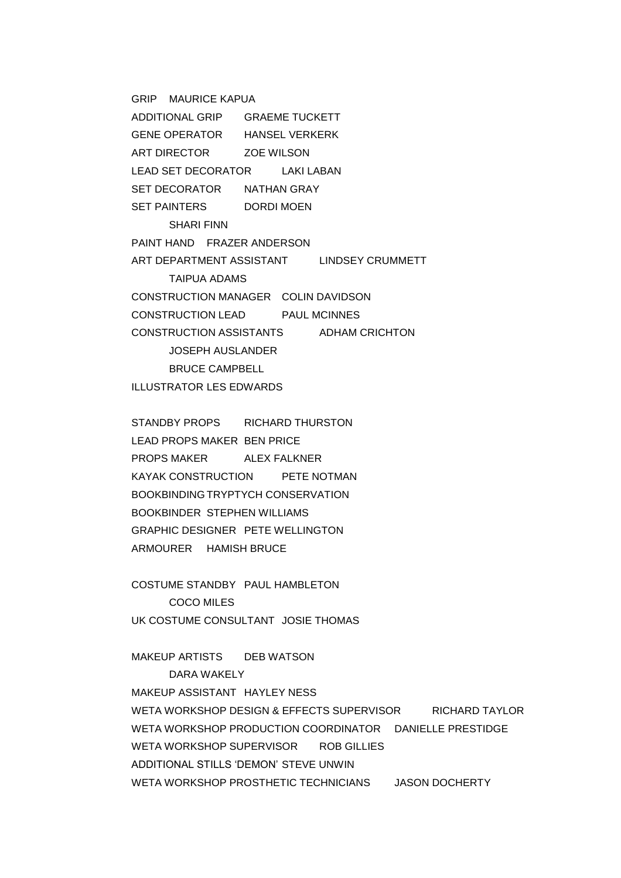GRIP MAURICE KAPUA

ADDITIONAL GRIP GRAEME TUCKETT

GENE OPERATOR HANSEL VERKERK

ART DIRECTOR ZOE WILSON

LEAD SET DECORATOR LAKI LABAN

SET DECORATOR NATHAN GRAY

SET PAINTERS DORDI MOEN

SHARI FINN

PAINT HAND FRAZER ANDERSON

ART DEPARTMENT ASSISTANT LINDSEY CRUMMETT

TAIPUA ADAMS

CONSTRUCTION MANAGER COLIN DAVIDSON

CONSTRUCTION LEAD PAUL MCINNES

CONSTRUCTION ASSISTANTS ADHAM CRICHTON

JOSEPH AUSLANDER

BRUCE CAMPBELL

ILLUSTRATOR LES EDWARDS

STANDBY PROPS RICHARD THURSTON

LEAD PROPS MAKER BEN PRICE

PROPS MAKER ALEX FALKNER

KAYAK CONSTRUCTION PETE NOTMAN

BOOKBINDING TRYPTYCH CONSERVATION

BOOKBINDER STEPHEN WILLIAMS

GRAPHIC DESIGNER PETE WELLINGTON

ARMOURER HAMISH BRUCE

COSTUME STANDBY PAUL HAMBLETON

COCO MILES

UK COSTUME CONSULTANT JOSIE THOMAS

MAKEUP ARTISTS DEB WATSON

DARA WAKELY

MAKEUP ASSISTANT HAYLEY NESS

WETA WORKSHOP DESIGN & EFFECTS SUPERVISOR RICHARD TAYLOR

WETA WORKSHOP PRODUCTION COORDINATOR DANIELLE PRESTIDGE

WETA WORKSHOP SUPERVISOR ROB GILLIES

ADDITIONAL STILLS ‘DEMON’ STEVE UNWIN

WETA WORKSHOP PROSTHETIC TECHNICIANS JASON DOCHERTY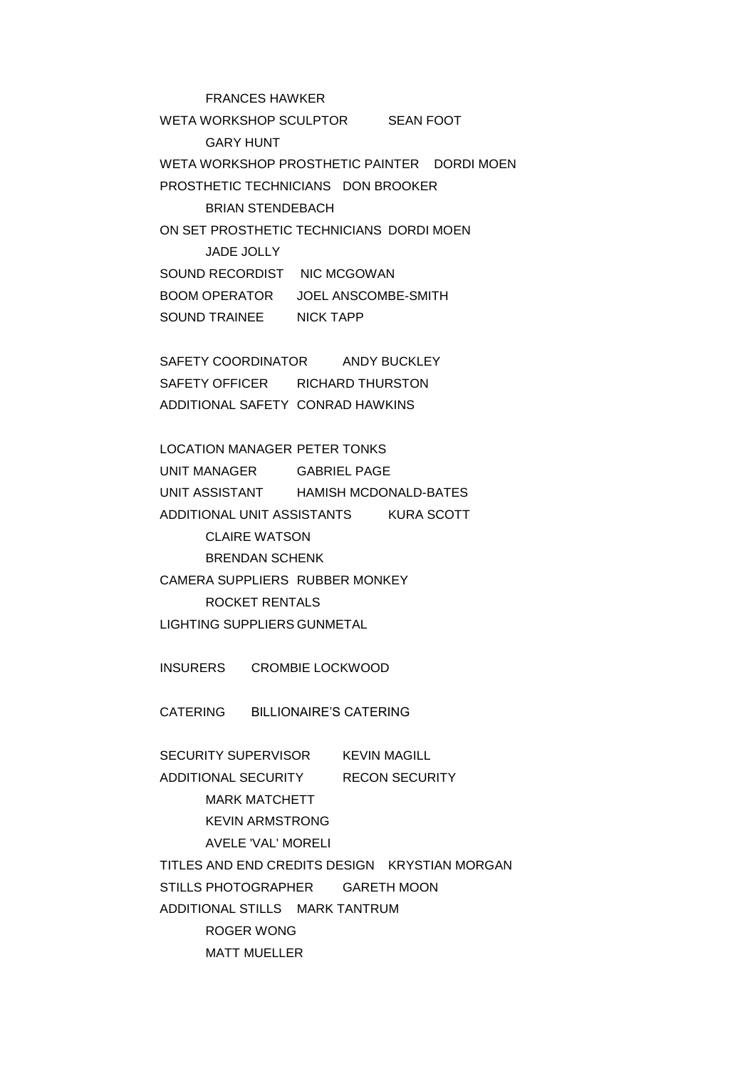FRANCES HAWKER

WETA WORKSHOP SCULPTOR SEAN FOOT

GARY HUNT

WETA WORKSHOP PROSTHETIC PAINTER DORDI MOEN

PROSTHETIC TECHNICIANS DON BROOKER

BRIAN STENDEBACH

ON SET PROSTHETIC TECHNICIANS DORDI MOEN

JADE JOLLY

SOUND RECORDIST NIC MCGOWAN

BOOM OPERATOR JOEL ANSCOMBE-SMITH

SOUND TRAINEE NICK TAPP

SAFETY COORDINATOR ANDY BUCKLEY

SAFETY OFFICER RICHARD THURSTON

ADDITIONAL SAFETY CONRAD HAWKINS

LOCATION MANAGER PETER TONKS

UNIT MANAGER GABRIEL PAGE

UNIT ASSISTANT HAMISH MCDONALD-BATES

ADDITIONAL UNIT ASSISTANTS KURA SCOTT

CLAIRE WATSON

BRENDAN SCHENK

CAMERA SUPPLIERS RUBBER MONKEY

ROCKET RENTALS

LIGHTING SUPPLIERS GUNMETAL

INSURERS CROMBIE LOCKWOOD

CATERING BILLIONAIRE'S CATERING

SECURITY SUPERVISOR KEVIN MAGILL

ADDITIONAL SECURITY RECON SECURITY

MARK MATCHETT

KEVIN ARMSTRONG

AVELE 'VAL' MORELI

TITLES AND END CREDITS DESIGN KRYSTIAN MORGAN

STILLS PHOTOGRAPHER GARETH MOON

ADDITIONAL STILLS MARK TANTRUM

ROGER WONG

MATT MUELLER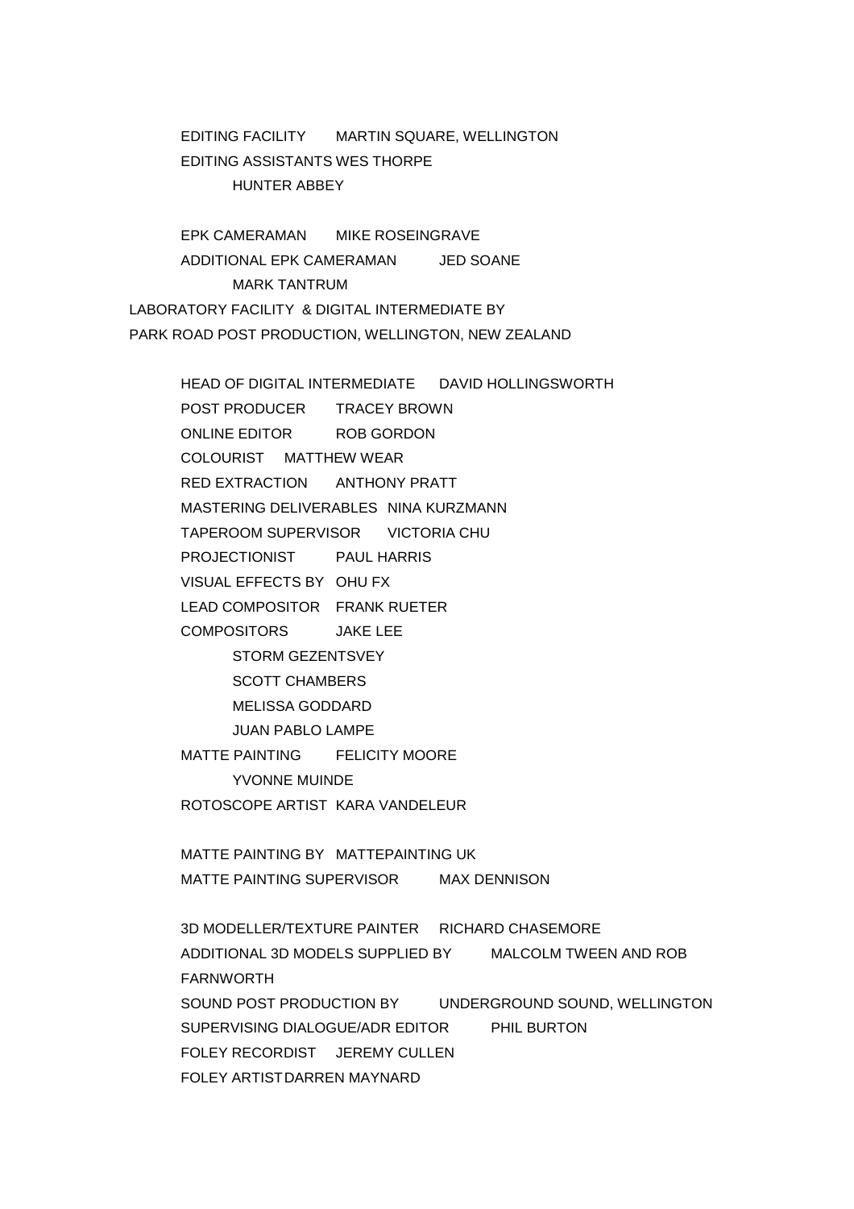EDITING FACILITY MARTIN SQUARE, WELLINGTON
EDITING ASSISTANTS WES THORPE
HUNTER ABBEY

EPK CAMERAMAN MIKE ROSEINGRAVE
ADDITIONAL EPK CAMERAMAN JED SOANE
MARK TANTRUM
LABORATORY FACILITY & DIGITAL INTERMEDIATE BY
PARK ROAD POST PRODUCTION, WELLINGTON, NEW ZEALAND

HEAD OF DIGITAL INTERMEDIATE DAVID HOLLINGSWORTH
POST PRODUCER TRACEY BROWN
ONLINE EDITOR ROB GORDON
COLOURIST MATTHEW WEAR
RED EXTRACTION ANTHONY PRATT
MASTERING DELIVERABLES NINA KURZMANN
TAPEROOM SUPERVISOR VICTORIA CHU
PROJECTIONIST PAUL HARRIS
VISUAL EFFECTS BY OHU FX
LEAD COMPOSITOR FRANK RUETER
COMPOSITORS JAKE LEE
STORM GEZENTSVEY
SCOTT CHAMBERS
MELISSA GODDARD
JUAN PABLO LAMPE
MATTE PAINTING FELICITY MOORE
YVONNE MUINDE
ROTOSCOPE ARTIST KARA VANDELEUR

MATTE PAINTING BY MATTEPAINTING UK
MATTE PAINTING SUPERVISOR MAX DENNISON

3D MODELLER/TEXTURE PAINTER RICHARD CHASEMORE
ADDITIONAL 3D MODELS SUPPLIED BY MALCOLM TWEEN AND ROB FARNWORTH
SOUND POST PRODUCTION BY UNDERGROUND SOUND, WELLINGTON
SUPERVISING DIALOGUE/ADR EDITOR PHIL BURTON
FOLEY RECORDIST JEREMY CULLEN
FOLEY ARTIST DARREN MAYNARD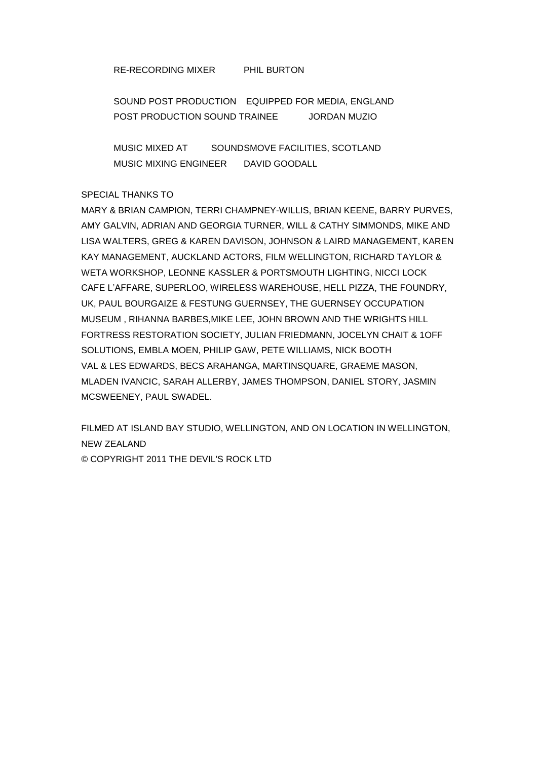RE-RECORDING MIXER PHIL BURTON

SOUND POST PRODUCTION EQUIPPED FOR MEDIA, ENGLAND
POST PRODUCTION SOUND TRAINEE JORDAN MUZIO

MUSIC MIXED AT SOUNDSMOVE FACILITIES, SCOTLAND
MUSIC MIXING ENGINEER DAVID GOODALL

SPECIAL THANKS TO
MARY & BRIAN CAMPION, TERRI CHAMPNEY-WILLIS, BRIAN KEENE, BARRY PURVES, AMY GALVIN, ADRIAN AND GEORGIA TURNER, WILL & CATHY SIMMONDS, MIKE AND LISA WALTERS, GREG & KAREN DAVISON, JOHNSON & LAIRD MANAGEMENT, KAREN KAY MANAGEMENT, AUCKLAND ACTORS, FILM WELLINGTON, RICHARD TAYLOR & WETA WORKSHOP, LEONNE KASSLER & PORTSMOUTH LIGHTING, NICCI LOCK CAFE L'AFFARE, SUPERLOO, WIRELESS WAREHOUSE, HELL PIZZA, THE FOUNDRY, UK, PAUL BOURGAIZE & FESTUNG GUERNSEY, THE GUERNSEY OCCUPATION MUSEUM , RIHANNA BARBES,MIKE LEE, JOHN BROWN AND THE WRIGHTS HILL FORTRESS RESTORATION SOCIETY, JULIAN FRIEDMANN, JOCELYN CHAIT & 1OFF SOLUTIONS, EMBLA MOEN, PHILIP GAW, PETE WILLIAMS, NICK BOOTH VAL & LES EDWARDS, BECS ARAHANGA, MARTINSQUARE, GRAEME MASON, MLADEN IVANCIC, SARAH ALLERBY, JAMES THOMPSON, DANIEL STORY, JASMIN MCSWEENEY, PAUL SWADEL.

FILMED AT ISLAND BAY STUDIO, WELLINGTON, AND ON LOCATION IN WELLINGTON, NEW ZEALAND
© COPYRIGHT 2011 THE DEVIL'S ROCK LTD